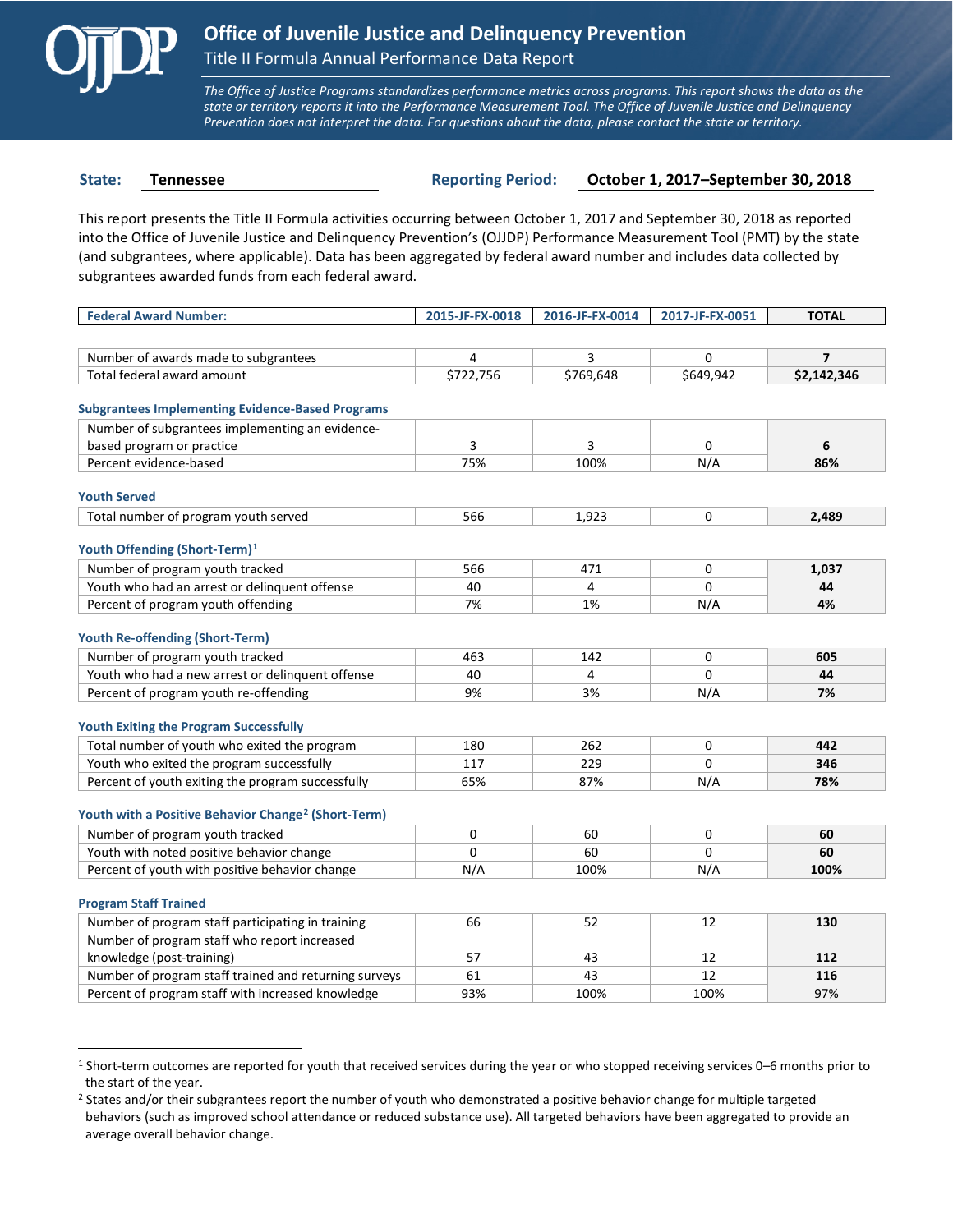# Office of Juvenile Justice and Delinquency Prevention

## Title II Formula Annual Performance Data Report

*The Office of Justice Programs standardizes performance metrics across programs. This report shows the data as the state or territory reports it into the Performance Measurement Tool. The Office of Juvenile Justice and Delinquency Prevention does not interpret the data. For questions about the data, please contact the state or territory.*

**State:** Tennessee  **Reporting Period:** October 1, 2017–September 30, 2018

This report presents the Title II Formula activities occurring between October 1, 2017 and September 30, 2018 as reported into the Office of Juvenile Justice and Delinquency Prevention's (OJJDP) Performance Measurement Tool (PMT) by the state (and subgrantees, where applicable). Data has been aggregated by federal award number and includes data collected by subgrantees awarded funds from each federal award.

| Federal Award Number: | 2015-JF-FX-0018 | 2016-JF-FX-0014 | 2017-JF-FX-0051 | TOTAL |
|---|---|---|---|---|
| Number of awards made to subgrantees | 4 | 3 | 0 | **7** |
| Total federal award amount | $722,756 | $769,648 | $649,942 | **$2,142,346** |
| **Subgrantees Implementing Evidence-Based Programs** | | | | |
| Number of subgrantees implementing an evidence-based program or practice | 3 | 3 | 0 | **6** |
| Percent evidence-based | 75% | 100% | N/A | **86%** |
| **Youth Served** | | | | |
| Total number of program youth served | 566 | 1,923 | 0 | **2,489** |
| **Youth Offending (Short-Term)[1]** | | | | |
| Number of program youth tracked | 566 | 471 | 0 | **1,037** |
| Youth who had an arrest or delinquent offense | 40 | 4 | 0 | **44** |
| Percent of program youth offending | 7% | 1% | N/A | **4%** |
| **Youth Re-offending (Short-Term)** | | | | |
| Number of program youth tracked | 463 | 142 | 0 | **605** |
| Youth who had a new arrest or delinquent offense | 40 | 4 | 0 | **44** |
| Percent of program youth re-offending | 9% | 3% | N/A | **7%** |
| **Youth Exiting the Program Successfully** | | | | |
| Total number of youth who exited the program | 180 | 262 | 0 | **442** |
| Youth who exited the program successfully | 117 | 229 | 0 | **346** |
| Percent of youth exiting the program successfully | 65% | 87% | N/A | **78%** |
| **Youth with a Positive Behavior Change[2] (Short-Term)** | | | | |
| Number of program youth tracked | 0 | 60 | 0 | **60** |
| Youth with noted positive behavior change | 0 | 60 | 0 | **60** |
| Percent of youth with positive behavior change | N/A | 100% | N/A | **100%** |
| **Program Staff Trained** | | | | |
| Number of program staff participating in training | 66 | 52 | 12 | **130** |
| Number of program staff who report increased knowledge (post-training) | 57 | 43 | 12 | **112** |
| Number of program staff trained and returning surveys | 61 | 43 | 12 | **116** |
| Percent of program staff with increased knowledge | 93% | 100% | 100% | 97% |

[1] Short-term outcomes are reported for youth that received services during the year or who stopped receiving services 0–6 months prior to the start of the year.

[2] States and/or their subgrantees report the number of youth who demonstrated a positive behavior change for multiple targeted behaviors (such as improved school attendance or reduced substance use). All targeted behaviors have been aggregated to provide an average overall behavior change.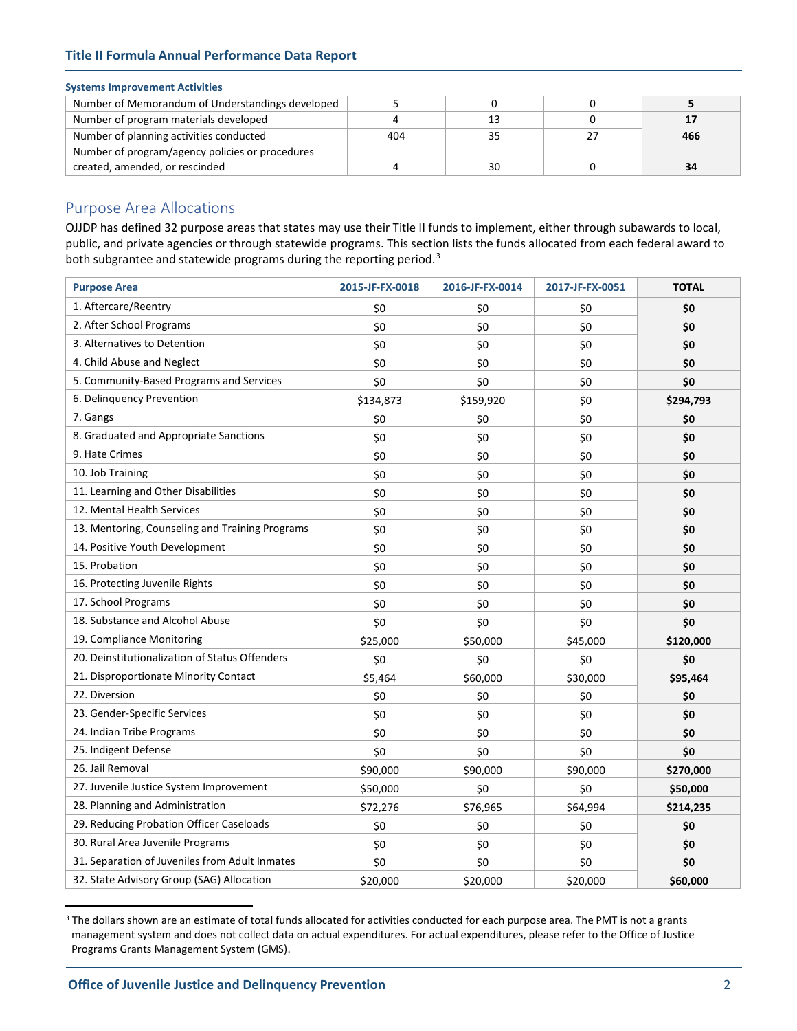### Systems Improvement Activities

| | | | | |
|---|---|---|---|---|
| Number of Memorandum of Understandings developed | 5 | 0 | 0 | **5** |
| Number of program materials developed | 4 | 13 | 0 | **17** |
| Number of planning activities conducted | 404 | 35 | 27 | **466** |
| Number of program/agency policies or procedures created, amended, or rescinded | 4 | 30 | 0 | **34** |

## Purpose Area Allocations

OJJDP has defined 32 purpose areas that states may use their Title II funds to implement, either through subawards to local, public, and private agencies or through statewide programs. This section lists the funds allocated from each federal award to both subgrantee and statewide programs during the reporting period.[3]

| Purpose Area | 2015-JF-FX-0018 | 2016-JF-FX-0014 | 2017-JF-FX-0051 | TOTAL |
|---|---|---|---|---|
| 1. Aftercare/Reentry | $0 | $0 | $0 | **$0** |
| 2. After School Programs | $0 | $0 | $0 | **$0** |
| 3. Alternatives to Detention | $0 | $0 | $0 | **$0** |
| 4. Child Abuse and Neglect | $0 | $0 | $0 | **$0** |
| 5. Community-Based Programs and Services | $0 | $0 | $0 | **$0** |
| 6. Delinquency Prevention | $134,873 | $159,920 | $0 | **$294,793** |
| 7. Gangs | $0 | $0 | $0 | **$0** |
| 8. Graduated and Appropriate Sanctions | $0 | $0 | $0 | **$0** |
| 9. Hate Crimes | $0 | $0 | $0 | **$0** |
| 10. Job Training | $0 | $0 | $0 | **$0** |
| 11. Learning and Other Disabilities | $0 | $0 | $0 | **$0** |
| 12. Mental Health Services | $0 | $0 | $0 | **$0** |
| 13. Mentoring, Counseling and Training Programs | $0 | $0 | $0 | **$0** |
| 14. Positive Youth Development | $0 | $0 | $0 | **$0** |
| 15. Probation | $0 | $0 | $0 | **$0** |
| 16. Protecting Juvenile Rights | $0 | $0 | $0 | **$0** |
| 17. School Programs | $0 | $0 | $0 | **$0** |
| 18. Substance and Alcohol Abuse | $0 | $0 | $0 | **$0** |
| 19. Compliance Monitoring | $25,000 | $50,000 | $45,000 | **$120,000** |
| 20. Deinstitutionalization of Status Offenders | $0 | $0 | $0 | **$0** |
| 21. Disproportionate Minority Contact | $5,464 | $60,000 | $30,000 | **$95,464** |
| 22. Diversion | $0 | $0 | $0 | **$0** |
| 23. Gender-Specific Services | $0 | $0 | $0 | **$0** |
| 24. Indian Tribe Programs | $0 | $0 | $0 | **$0** |
| 25. Indigent Defense | $0 | $0 | $0 | **$0** |
| 26. Jail Removal | $90,000 | $90,000 | $90,000 | **$270,000** |
| 27. Juvenile Justice System Improvement | $50,000 | $0 | $0 | **$50,000** |
| 28. Planning and Administration | $72,276 | $76,965 | $64,994 | **$214,235** |
| 29. Reducing Probation Officer Caseloads | $0 | $0 | $0 | **$0** |
| 30. Rural Area Juvenile Programs | $0 | $0 | $0 | **$0** |
| 31. Separation of Juveniles from Adult Inmates | $0 | $0 | $0 | **$0** |
| 32. State Advisory Group (SAG) Allocation | $20,000 | $20,000 | $20,000 | **$60,000** |

[3] The dollars shown are an estimate of total funds allocated for activities conducted for each purpose area. The PMT is not a grants management system and does not collect data on actual expenditures. For actual expenditures, please refer to the Office of Justice Programs Grants Management System (GMS).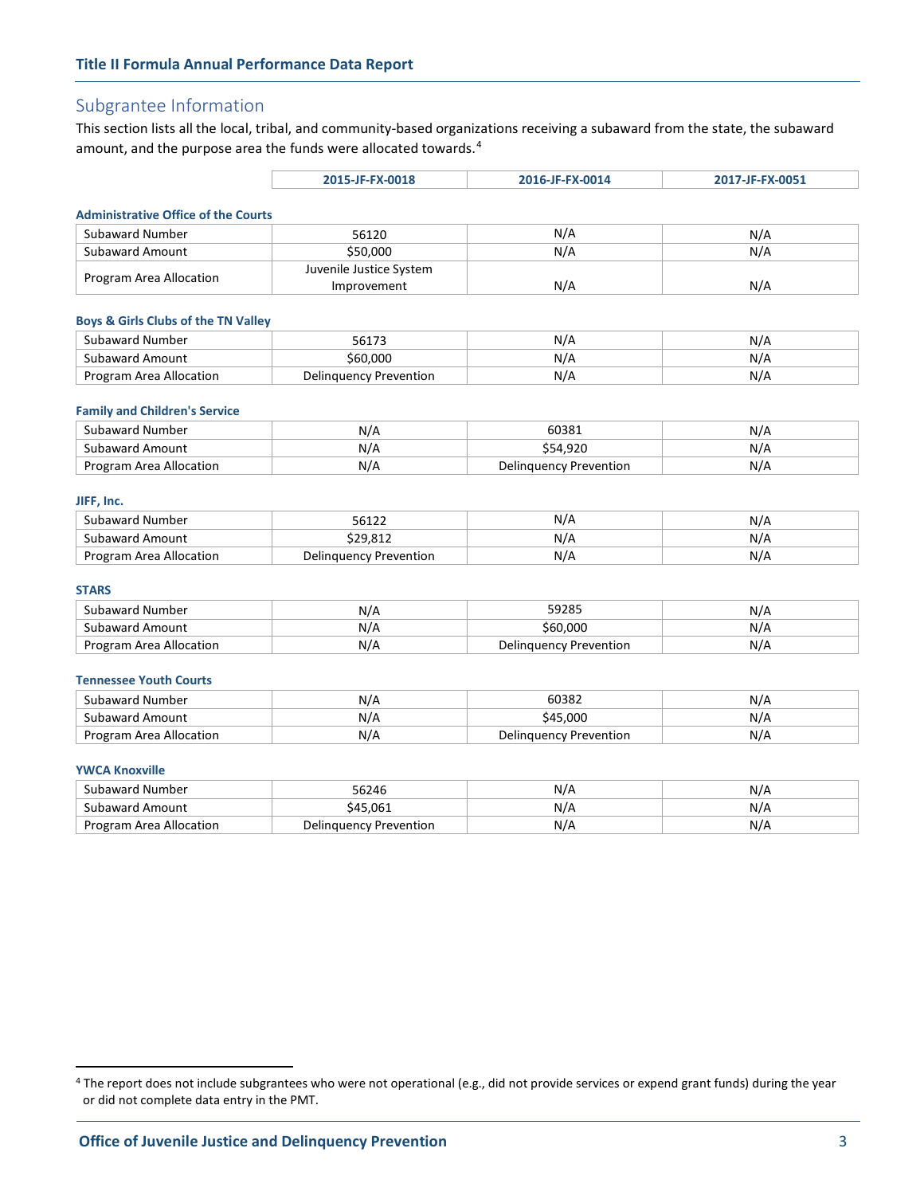## Subgrantee Information

This section lists all the local, tribal, and community-based organizations receiving a subaward from the state, the subaward amount, and the purpose area the funds were allocated towards.[4]

### Administrative Office of the Courts

| | 2015-JF-FX-0018 | 2016-JF-FX-0014 | 2017-JF-FX-0051 |
|---|---|---|---|
| Subaward Number | 56120 | N/A | N/A |
| Subaward Amount | $50,000 | N/A | N/A |
| Program Area Allocation | Juvenile Justice System Improvement | N/A | N/A |

### Boys & Girls Clubs of the TN Valley

| | 2015-JF-FX-0018 | 2016-JF-FX-0014 | 2017-JF-FX-0051 |
|---|---|---|---|
| Subaward Number | 56173 | N/A | N/A |
| Subaward Amount | $60,000 | N/A | N/A |
| Program Area Allocation | Delinquency Prevention | N/A | N/A |

### Family and Children's Service

| | 2015-JF-FX-0018 | 2016-JF-FX-0014 | 2017-JF-FX-0051 |
|---|---|---|---|
| Subaward Number | N/A | 60381 | N/A |
| Subaward Amount | N/A | $54,920 | N/A |
| Program Area Allocation | N/A | Delinquency Prevention | N/A |

### JIFF, Inc.

| | 2015-JF-FX-0018 | 2016-JF-FX-0014 | 2017-JF-FX-0051 |
|---|---|---|---|
| Subaward Number | 56122 | N/A | N/A |
| Subaward Amount | $29,812 | N/A | N/A |
| Program Area Allocation | Delinquency Prevention | N/A | N/A |

### STARS

| | 2015-JF-FX-0018 | 2016-JF-FX-0014 | 2017-JF-FX-0051 |
|---|---|---|---|
| Subaward Number | N/A | 59285 | N/A |
| Subaward Amount | N/A | $60,000 | N/A |
| Program Area Allocation | N/A | Delinquency Prevention | N/A |

### Tennessee Youth Courts

| | 2015-JF-FX-0018 | 2016-JF-FX-0014 | 2017-JF-FX-0051 |
|---|---|---|---|
| Subaward Number | N/A | 60382 | N/A |
| Subaward Amount | N/A | $45,000 | N/A |
| Program Area Allocation | N/A | Delinquency Prevention | N/A |

### YWCA Knoxville

| | 2015-JF-FX-0018 | 2016-JF-FX-0014 | 2017-JF-FX-0051 |
|---|---|---|---|
| Subaward Number | 56246 | N/A | N/A |
| Subaward Amount | $45,061 | N/A | N/A |
| Program Area Allocation | Delinquency Prevention | N/A | N/A |

[4] The report does not include subgrantees who were not operational (e.g., did not provide services or expend grant funds) during the year or did not complete data entry in the PMT.